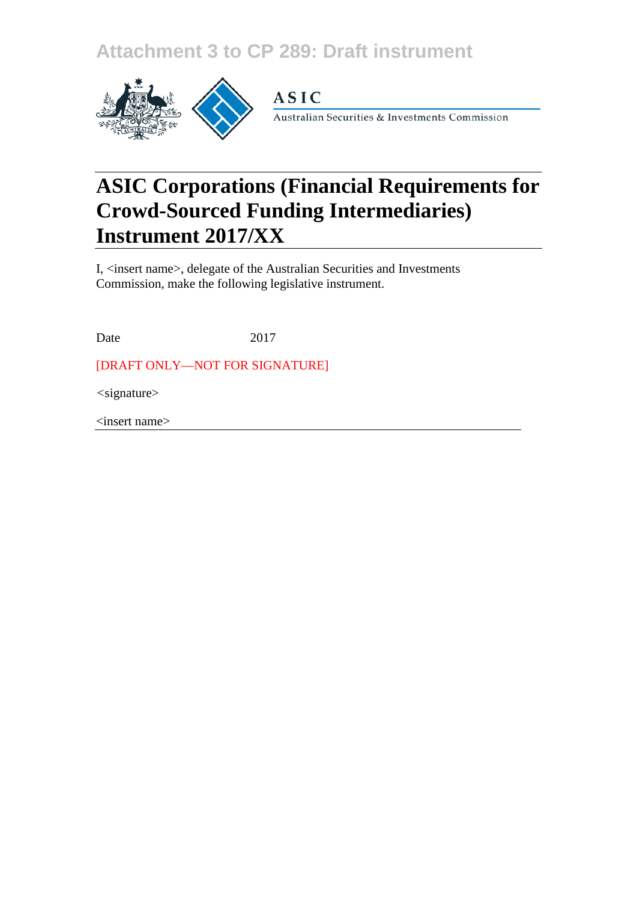Attachment 3 to CP 289: Draft instrument

ASIC

Australian Securities & Investments Commission

# ASIC Corporations (Financial Requirements for Crowd-Sourced Funding Intermediaries) Instrument 2017/XX

I, <insert name>, delegate of the Australian Securities and Investments Commission, make the following legislative instrument.

Date 2017

[DRAFT ONLY—NOT FOR SIGNATURE]

<signature>

<insert name>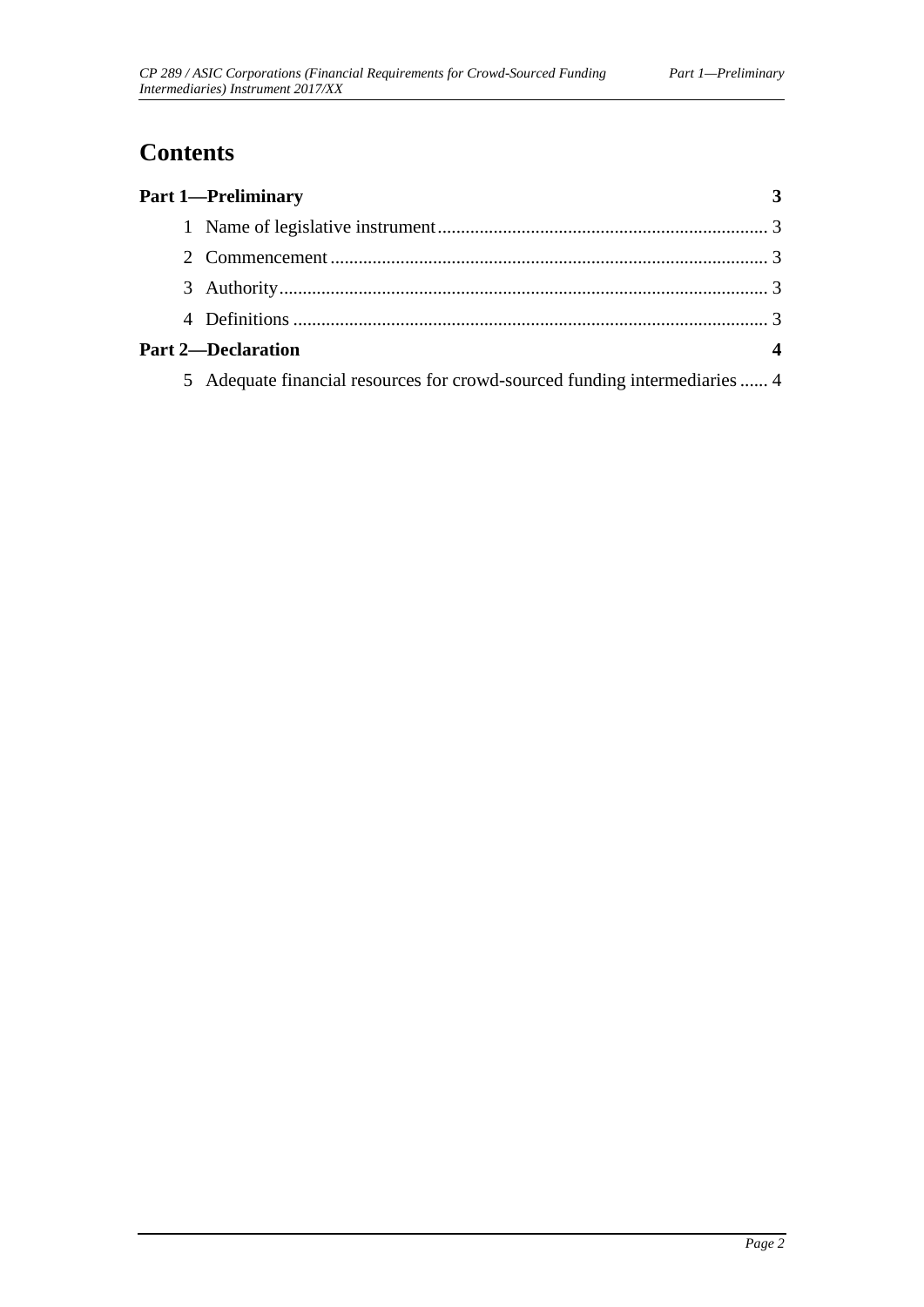# Contents

**Part 1—Preliminary** **3**

1 Name of legislative instrument ........ 3

2 Commencement ........ 3

3 Authority ........ 3

4 Definitions ........ 3

**Part 2—Declaration** **4**

5 Adequate financial resources for crowd-sourced funding intermediaries ........ 4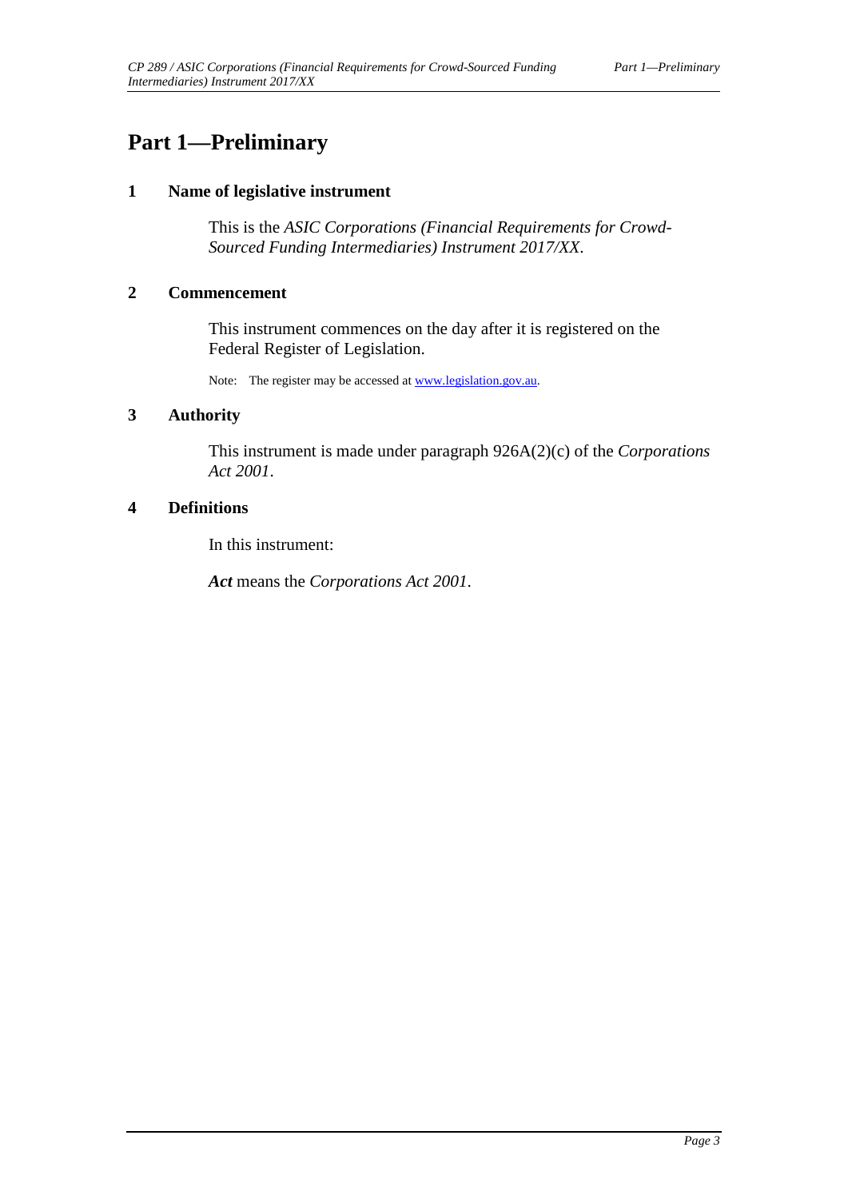# Part 1—Preliminary

## 1 Name of legislative instrument

This is the *ASIC Corporations (Financial Requirements for Crowd-Sourced Funding Intermediaries) Instrument 2017/XX*.

## 2 Commencement

This instrument commences on the day after it is registered on the Federal Register of Legislation.

Note: The register may be accessed at www.legislation.gov.au.

## 3 Authority

This instrument is made under paragraph 926A(2)(c) of the *Corporations Act 2001*.

## 4 Definitions

In this instrument:

***Act*** means the *Corporations Act 2001*.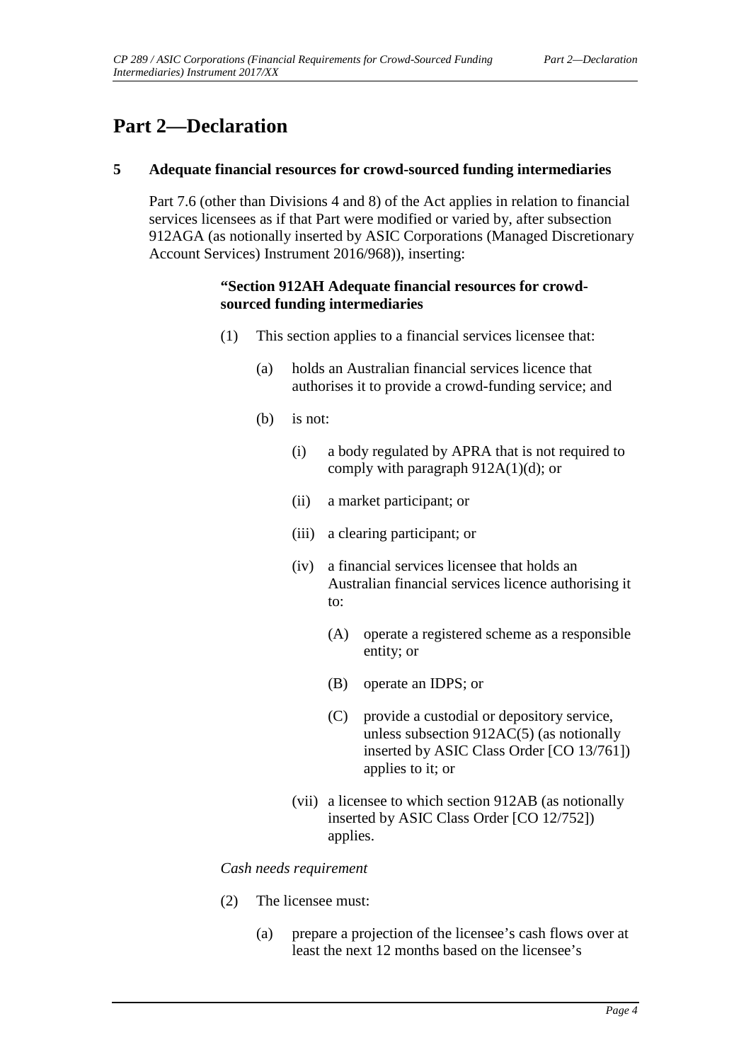# Part 2—Declaration

## 5 Adequate financial resources for crowd-sourced funding intermediaries

Part 7.6 (other than Divisions 4 and 8) of the Act applies in relation to financial services licensees as if that Part were modified or varied by, after subsection 912AGA (as notionally inserted by ASIC Corporations (Managed Discretionary Account Services) Instrument 2016/968)), inserting:

**"Section 912AH Adequate financial resources for crowd-sourced funding intermediaries**

(1) This section applies to a financial services licensee that:

- (a) holds an Australian financial services licence that authorises it to provide a crowd-funding service; and
- (b) is not:
  - (i) a body regulated by APRA that is not required to comply with paragraph 912A(1)(d); or
  - (ii) a market participant; or
  - (iii) a clearing participant; or
  - (iv) a financial services licensee that holds an Australian financial services licence authorising it to:
    - (A) operate a registered scheme as a responsible entity; or
    - (B) operate an IDPS; or
    - (C) provide a custodial or depository service, unless subsection 912AC(5) (as notionally inserted by ASIC Class Order [CO 13/761]) applies to it; or
  - (vii) a licensee to which section 912AB (as notionally inserted by ASIC Class Order [CO 12/752]) applies.

*Cash needs requirement*

(2) The licensee must:

- (a) prepare a projection of the licensee's cash flows over at least the next 12 months based on the licensee's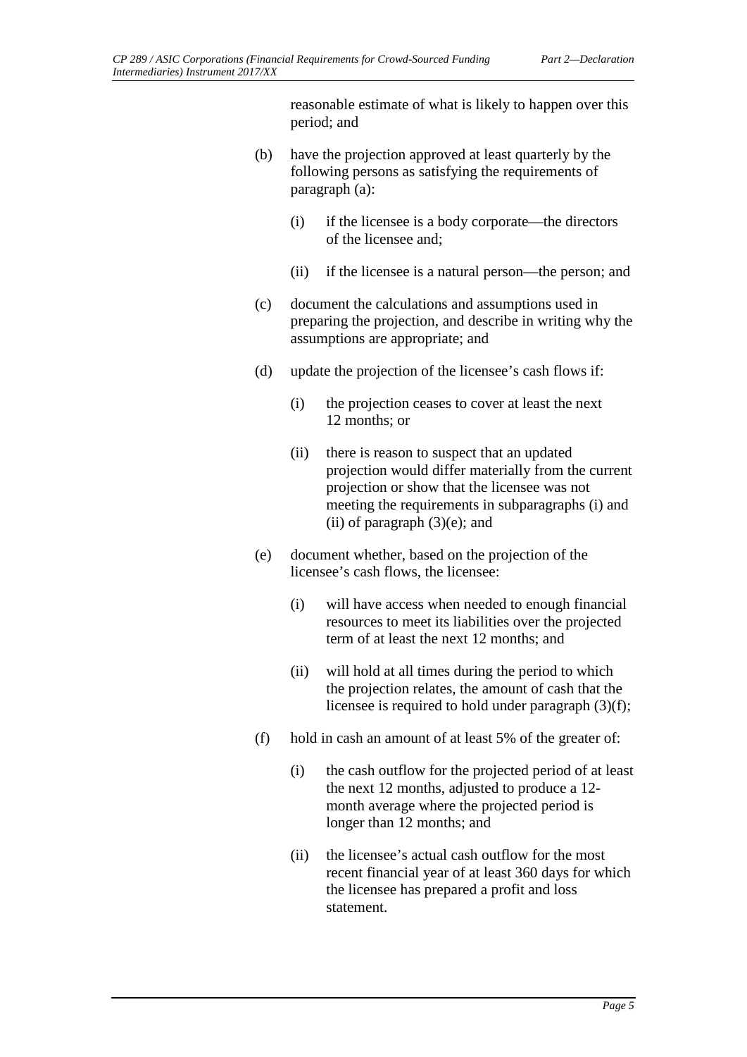reasonable estimate of what is likely to happen over this period; and

(b) have the projection approved at least quarterly by the following persons as satisfying the requirements of paragraph (a):

 (i) if the licensee is a body corporate—the directors of the licensee and;

 (ii) if the licensee is a natural person—the person; and

(c) document the calculations and assumptions used in preparing the projection, and describe in writing why the assumptions are appropriate; and

(d) update the projection of the licensee's cash flows if:

 (i) the projection ceases to cover at least the next 12 months; or

 (ii) there is reason to suspect that an updated projection would differ materially from the current projection or show that the licensee was not meeting the requirements in subparagraphs (i) and (ii) of paragraph (3)(e); and

(e) document whether, based on the projection of the licensee's cash flows, the licensee:

 (i) will have access when needed to enough financial resources to meet its liabilities over the projected term of at least the next 12 months; and

 (ii) will hold at all times during the period to which the projection relates, the amount of cash that the licensee is required to hold under paragraph (3)(f);

(f) hold in cash an amount of at least 5% of the greater of:

 (i) the cash outflow for the projected period of at least the next 12 months, adjusted to produce a 12-month average where the projected period is longer than 12 months; and

 (ii) the licensee's actual cash outflow for the most recent financial year of at least 360 days for which the licensee has prepared a profit and loss statement.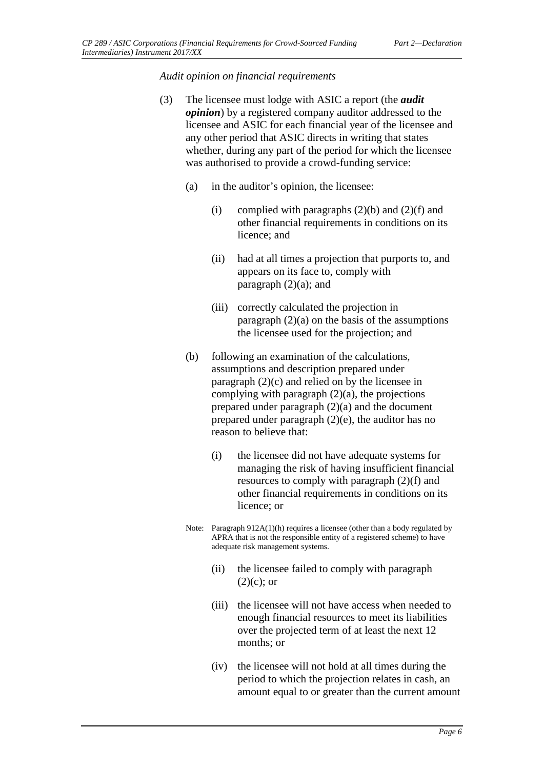*Audit opinion on financial requirements*

(3) The licensee must lodge with ASIC a report (the ***audit opinion***) by a registered company auditor addressed to the licensee and ASIC for each financial year of the licensee and any other period that ASIC directs in writing that states whether, during any part of the period for which the licensee was authorised to provide a crowd-funding service:

(a) in the auditor's opinion, the licensee:

(i) complied with paragraphs (2)(b) and (2)(f) and other financial requirements in conditions on its licence; and

(ii) had at all times a projection that purports to, and appears on its face to, comply with paragraph (2)(a); and

(iii) correctly calculated the projection in paragraph (2)(a) on the basis of the assumptions the licensee used for the projection; and

(b) following an examination of the calculations, assumptions and description prepared under paragraph (2)(c) and relied on by the licensee in complying with paragraph (2)(a), the projections prepared under paragraph (2)(a) and the document prepared under paragraph (2)(e), the auditor has no reason to believe that:

(i) the licensee did not have adequate systems for managing the risk of having insufficient financial resources to comply with paragraph (2)(f) and other financial requirements in conditions on its licence; or

Note: Paragraph 912A(1)(h) requires a licensee (other than a body regulated by APRA that is not the responsible entity of a registered scheme) to have adequate risk management systems.

(ii) the licensee failed to comply with paragraph (2)(c); or

(iii) the licensee will not have access when needed to enough financial resources to meet its liabilities over the projected term of at least the next 12 months; or

(iv) the licensee will not hold at all times during the period to which the projection relates in cash, an amount equal to or greater than the current amount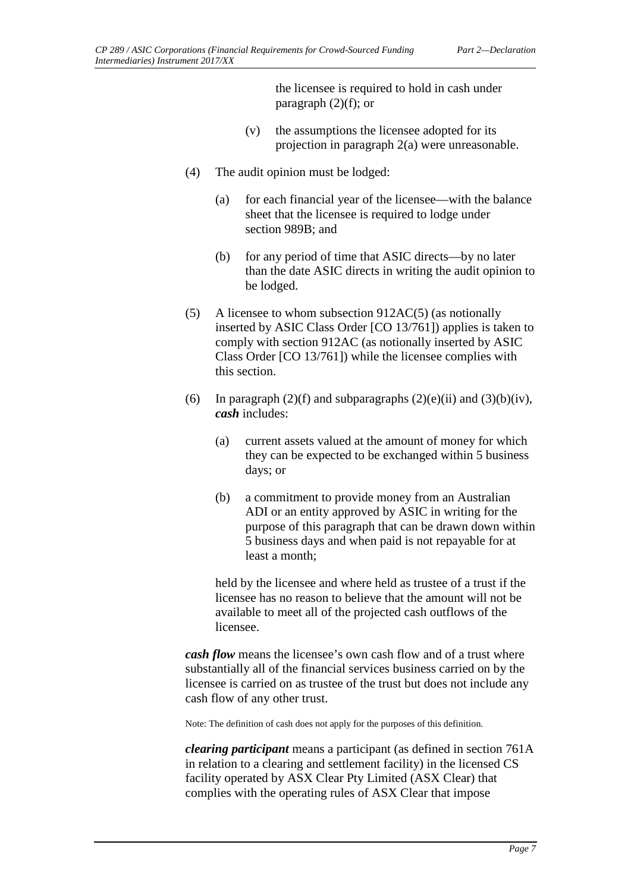the licensee is required to hold in cash under paragraph (2)(f); or

(v) the assumptions the licensee adopted for its projection in paragraph 2(a) were unreasonable.

(4) The audit opinion must be lodged:

(a) for each financial year of the licensee—with the balance sheet that the licensee is required to lodge under section 989B; and

(b) for any period of time that ASIC directs—by no later than the date ASIC directs in writing the audit opinion to be lodged.

(5) A licensee to whom subsection 912AC(5) (as notionally inserted by ASIC Class Order [CO 13/761]) applies is taken to comply with section 912AC (as notionally inserted by ASIC Class Order [CO 13/761]) while the licensee complies with this section.

(6) In paragraph (2)(f) and subparagraphs (2)(e)(ii) and (3)(b)(iv), ***cash*** includes:

(a) current assets valued at the amount of money for which they can be expected to be exchanged within 5 business days; or

(b) a commitment to provide money from an Australian ADI or an entity approved by ASIC in writing for the purpose of this paragraph that can be drawn down within 5 business days and when paid is not repayable for at least a month;

held by the licensee and where held as trustee of a trust if the licensee has no reason to believe that the amount will not be available to meet all of the projected cash outflows of the licensee.

***cash flow*** means the licensee's own cash flow and of a trust where substantially all of the financial services business carried on by the licensee is carried on as trustee of the trust but does not include any cash flow of any other trust.

Note: The definition of cash does not apply for the purposes of this definition.

***clearing participant*** means a participant (as defined in section 761A in relation to a clearing and settlement facility) in the licensed CS facility operated by ASX Clear Pty Limited (ASX Clear) that complies with the operating rules of ASX Clear that impose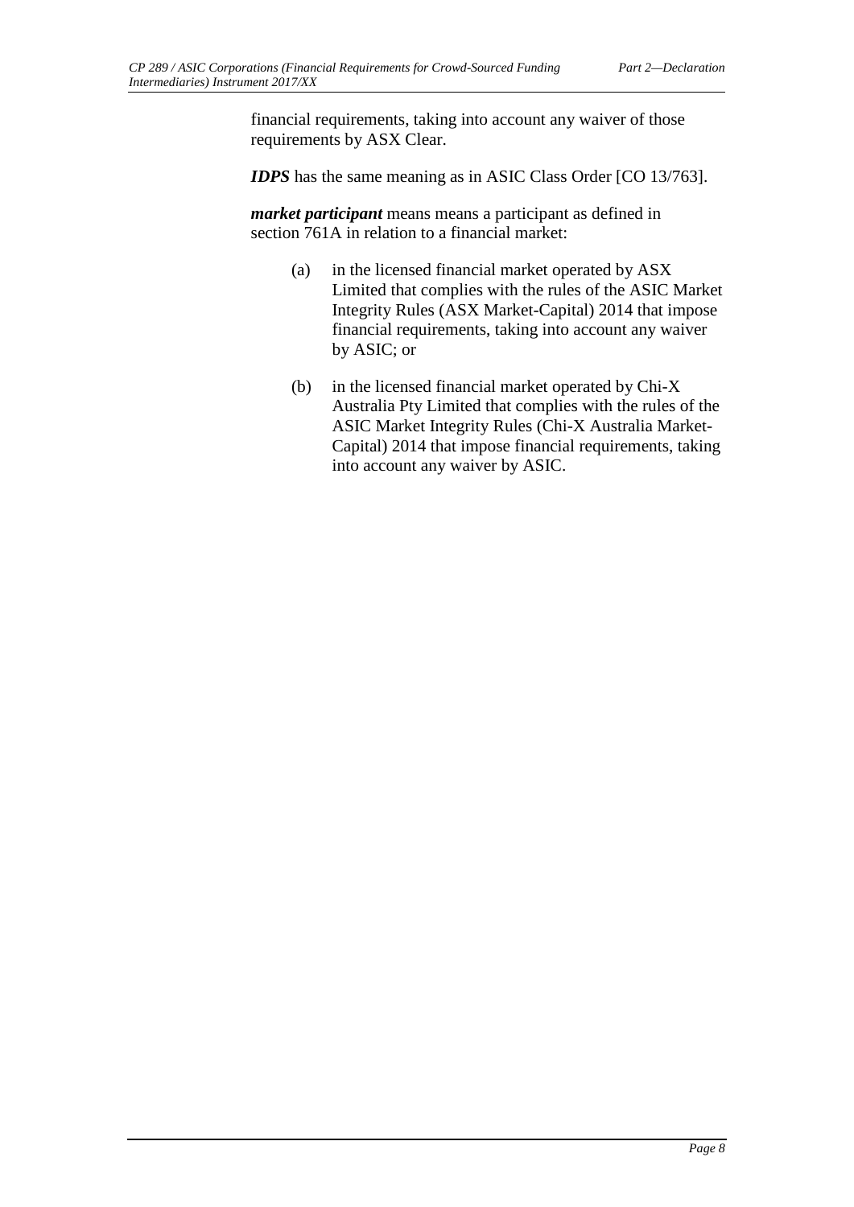financial requirements, taking into account any waiver of those requirements by ASX Clear.

***IDPS*** has the same meaning as in ASIC Class Order [CO 13/763].

***market participant*** means means a participant as defined in section 761A in relation to a financial market:

(a) in the licensed financial market operated by ASX Limited that complies with the rules of the ASIC Market Integrity Rules (ASX Market-Capital) 2014 that impose financial requirements, taking into account any waiver by ASIC; or

(b) in the licensed financial market operated by Chi-X Australia Pty Limited that complies with the rules of the ASIC Market Integrity Rules (Chi-X Australia Market-Capital) 2014 that impose financial requirements, taking into account any waiver by ASIC.